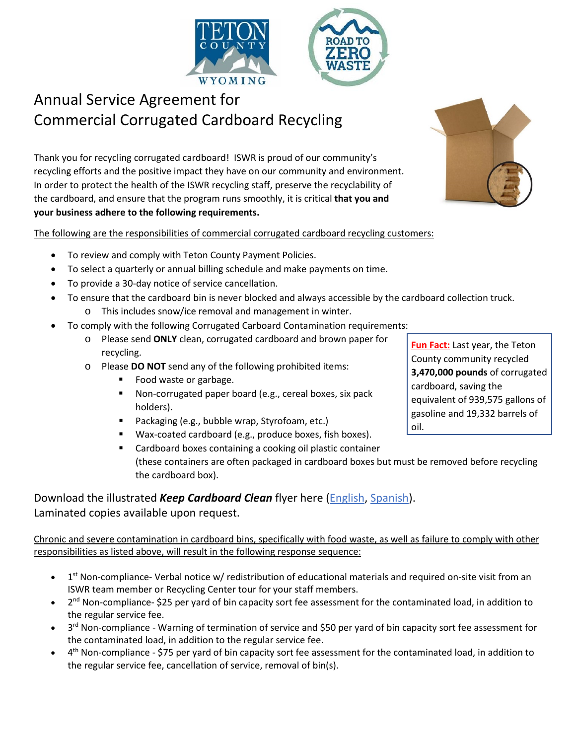# Annual Service Agreement for Commercial Corrugated Cardboard Recycling

Thank you for recycling corrugated cardboard! ISWR is proud of our community's recycling efforts and the positive impact they have on our community and environment. In order to protect the health of the ISWR recycling staff, preserve the recyclability of the cardboard, and ensure that the program runs smoothly, it is critical **that you and your business adhere to the following requirements.**

The following are the responsibilities of commercial corrugated cardboard recycling customers:

- To review and comply with Teton County Payment Policies.
- To select a quarterly or annual billing schedule and make payments on time.
- To provide a 30-day notice of service cancellation.
- To ensure that the cardboard bin is never blocked and always accessible by the cardboard collection truck.
  - This includes snow/ice removal and management in winter.
- To comply with the following Corrugated Carboard Contamination requirements:
  - Please send **ONLY** clean, corrugated cardboard and brown paper for recycling.
  - Please **DO NOT** send any of the following prohibited items:
    - Food waste or garbage.
    - Non-corrugated paper board (e.g., cereal boxes, six pack holders).
    - Packaging (e.g., bubble wrap, Styrofoam, etc.)
    - Wax-coated cardboard (e.g., produce boxes, fish boxes).
    - Cardboard boxes containing a cooking oil plastic container (these containers are often packaged in cardboard boxes but must be removed before recycling the cardboard box).

**Fun Fact:** Last year, the Teton County community recycled **3,470,000 pounds** of corrugated cardboard, saving the equivalent of 939,575 gallons of gasoline and 19,332 barrels of oil.

Download the illustrated ***Keep Cardboard Clean*** flyer here (English, Spanish).
Laminated copies available upon request.

Chronic and severe contamination in cardboard bins, specifically with food waste, as well as failure to comply with other responsibilities as listed above, will result in the following response sequence:

- 1st Non-compliance- Verbal notice w/ redistribution of educational materials and required on-site visit from an ISWR team member or Recycling Center tour for your staff members.
- 2nd Non-compliance- $25 per yard of bin capacity sort fee assessment for the contaminated load, in addition to the regular service fee.
- 3rd Non-compliance - Warning of termination of service and $50 per yard of bin capacity sort fee assessment for the contaminated load, in addition to the regular service fee.
- 4th Non-compliance - $75 per yard of bin capacity sort fee assessment for the contaminated load, in addition to the regular service fee, cancellation of service, removal of bin(s).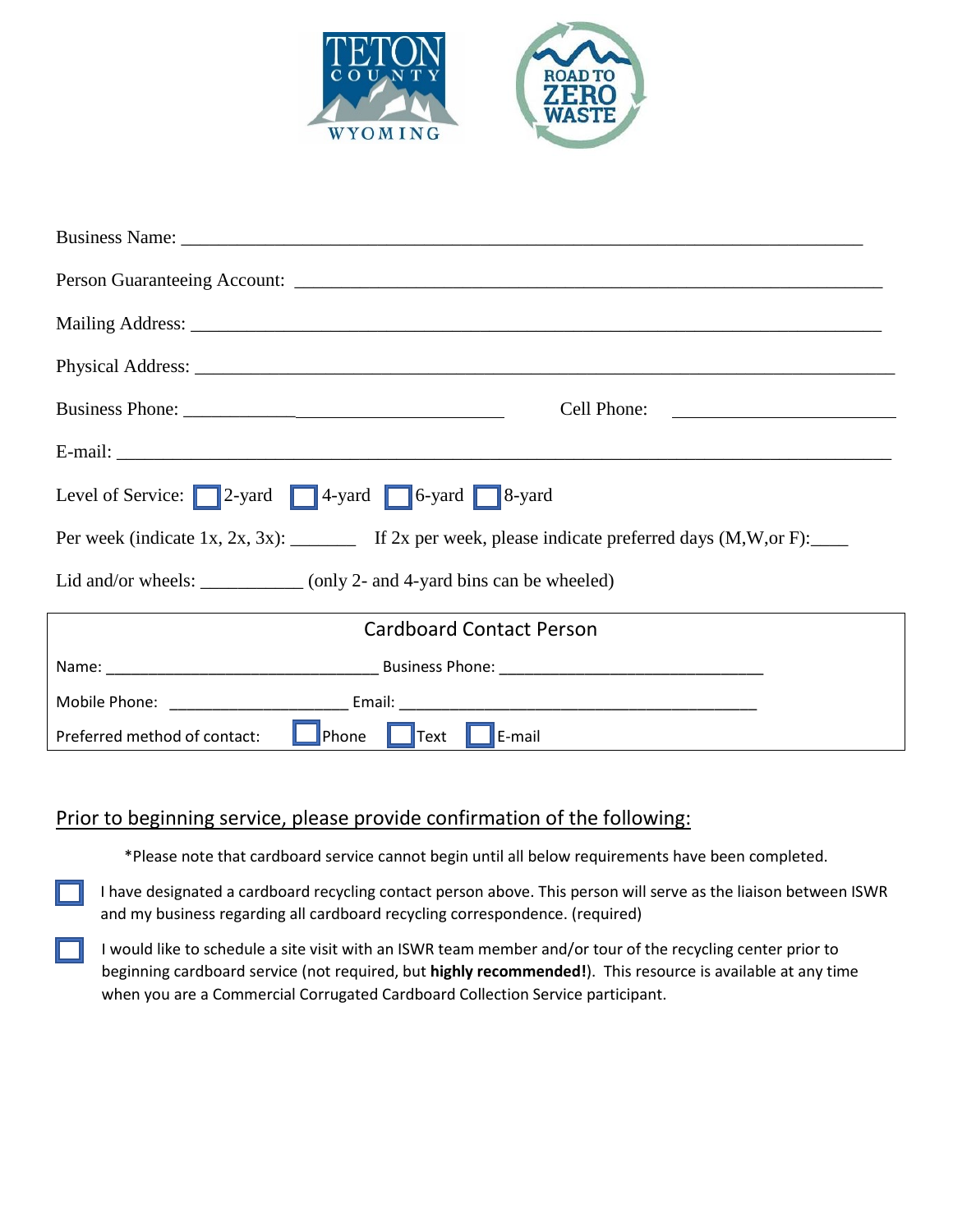Business Name: ___________________________________________________________________________

Person Guaranteeing Account: _________________________________________________________________

Mailing Address: __________________________________________________________________________

Physical Address: __________________________________________________________________________

Business Phone: ___________________________ Cell Phone: ________________________

E-mail: ___________________________________________________________________________________

Level of Service: ☐ 2-yard ☐ 4-yard ☐ 6-yard ☐ 8-yard

Per week (indicate 1x, 2x, 3x): _______ If 2x per week, please indicate preferred days (M,W,or F):____

Lid and/or wheels: ___________ (only 2- and 4-yard bins can be wheeled)

## Cardboard Contact Person

Name: _________________________________ Business Phone: ________________________________

Mobile Phone: _____________________ Email: ___________________________________________

Preferred method of contact: ☐ Phone ☐ Text ☐ E-mail

## Prior to beginning service, please provide confirmation of the following:

*Please note that cardboard service cannot begin until all below requirements have been completed.

☐ I have designated a cardboard recycling contact person above. This person will serve as the liaison between ISWR and my business regarding all cardboard recycling correspondence. (required)

☐ I would like to schedule a site visit with an ISWR team member and/or tour of the recycling center prior to beginning cardboard service (not required, but **highly recommended!**). This resource is available at any time when you are a Commercial Corrugated Cardboard Collection Service participant.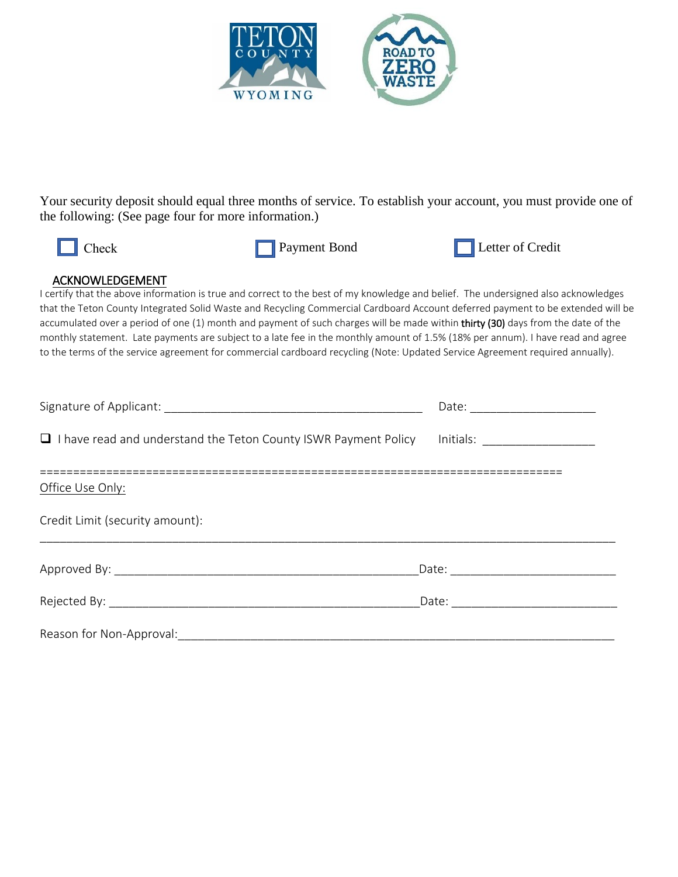Your security deposit should equal three months of service. To establish your account, you must provide one of the following: (See page four for more information.)

☐ Check ☐ Payment Bond ☐ Letter of Credit

## ACKNOWLEDGEMENT

I certify that the above information is true and correct to the best of my knowledge and belief. The undersigned also acknowledges that the Teton County Integrated Solid Waste and Recycling Commercial Cardboard Account deferred payment to be extended will be accumulated over a period of one (1) month and payment of such charges will be made within **thirty (30)** days from the date of the monthly statement. Late payments are subject to a late fee in the monthly amount of 1.5% (18% per annum). I have read and agree to the terms of the service agreement for commercial cardboard recycling (Note: Updated Service Agreement required annually).

Signature of Applicant: ______________________________________ Date: __________________

☐ I have read and understand the Teton County ISWR Payment Policy Initials: ________________

===============================================================================

Office Use Only:

Credit Limit (security amount):

_____________________________________________________________________________________

Approved By: ____________________________________________Date: ________________________

Rejected By: _____________________________________________Date: ________________________

Reason for Non-Approval:____________________________________________________________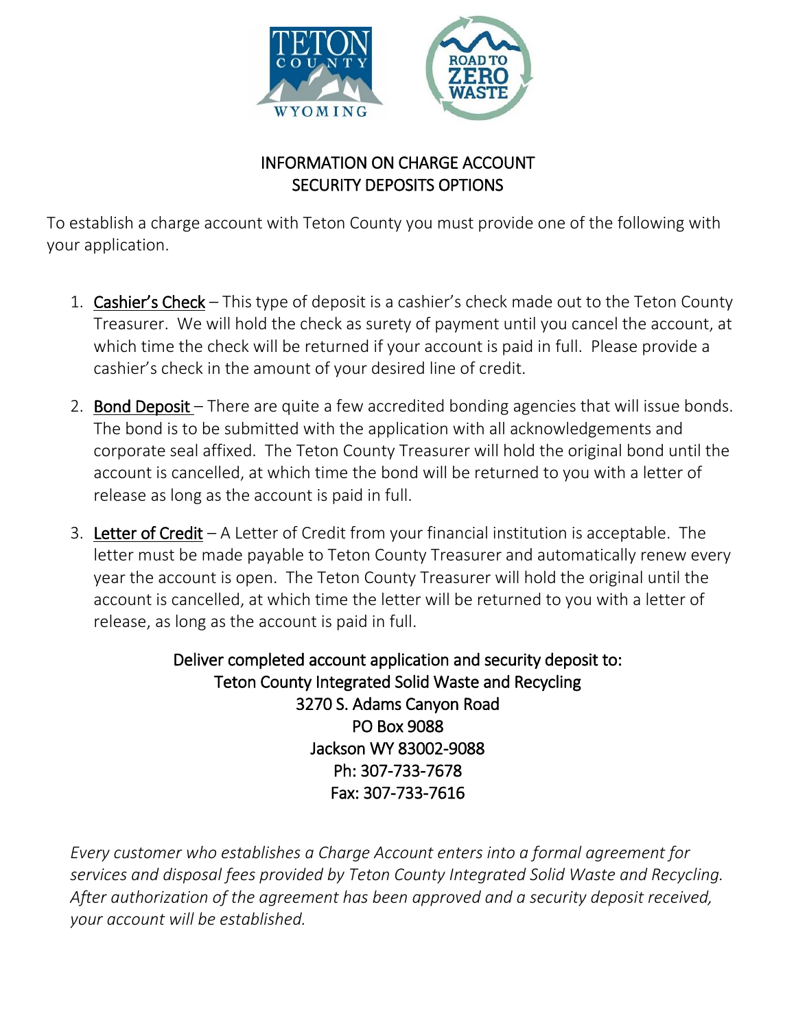# INFORMATION ON CHARGE ACCOUNT SECURITY DEPOSITS OPTIONS

To establish a charge account with Teton County you must provide one of the following with your application.

1. **Cashier's Check** – This type of deposit is a cashier's check made out to the Teton County Treasurer. We will hold the check as surety of payment until you cancel the account, at which time the check will be returned if your account is paid in full. Please provide a cashier's check in the amount of your desired line of credit.

2. **Bond Deposit** – There are quite a few accredited bonding agencies that will issue bonds. The bond is to be submitted with the application with all acknowledgements and corporate seal affixed. The Teton County Treasurer will hold the original bond until the account is cancelled, at which time the bond will be returned to you with a letter of release as long as the account is paid in full.

3. **Letter of Credit** – A Letter of Credit from your financial institution is acceptable. The letter must be made payable to Teton County Treasurer and automatically renew every year the account is open. The Teton County Treasurer will hold the original until the account is cancelled, at which time the letter will be returned to you with a letter of release, as long as the account is paid in full.

Deliver completed account application and security deposit to:
Teton County Integrated Solid Waste and Recycling
3270 S. Adams Canyon Road
PO Box 9088
Jackson WY 83002-9088
Ph: 307-733-7678
Fax: 307-733-7616

*Every customer who establishes a Charge Account enters into a formal agreement for services and disposal fees provided by Teton County Integrated Solid Waste and Recycling. After authorization of the agreement has been approved and a security deposit received, your account will be established.*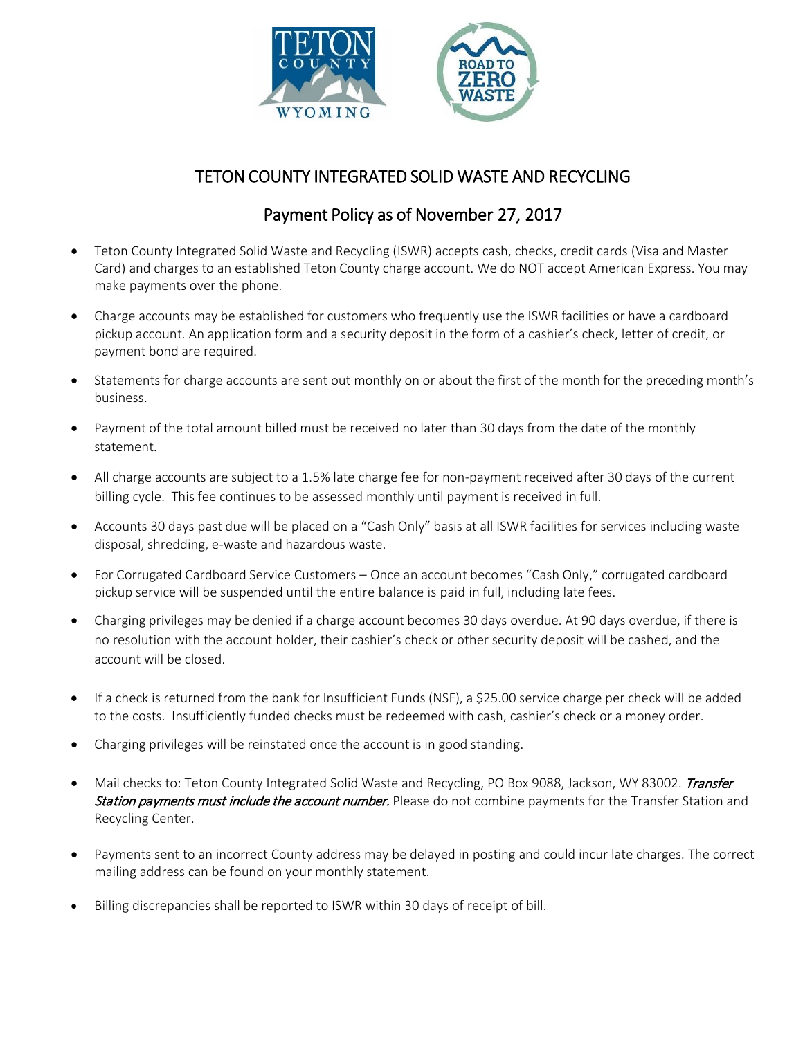# TETON COUNTY INTEGRATED SOLID WASTE AND RECYCLING

## Payment Policy as of November 27, 2017

- Teton County Integrated Solid Waste and Recycling (ISWR) accepts cash, checks, credit cards (Visa and Master Card) and charges to an established Teton County charge account. We do NOT accept American Express. You may make payments over the phone.
- Charge accounts may be established for customers who frequently use the ISWR facilities or have a cardboard pickup account. An application form and a security deposit in the form of a cashier's check, letter of credit, or payment bond are required.
- Statements for charge accounts are sent out monthly on or about the first of the month for the preceding month's business.
- Payment of the total amount billed must be received no later than 30 days from the date of the monthly statement.
- All charge accounts are subject to a 1.5% late charge fee for non-payment received after 30 days of the current billing cycle. This fee continues to be assessed monthly until payment is received in full.
- Accounts 30 days past due will be placed on a "Cash Only" basis at all ISWR facilities for services including waste disposal, shredding, e-waste and hazardous waste.
- For Corrugated Cardboard Service Customers – Once an account becomes "Cash Only," corrugated cardboard pickup service will be suspended until the entire balance is paid in full, including late fees.
- Charging privileges may be denied if a charge account becomes 30 days overdue. At 90 days overdue, if there is no resolution with the account holder, their cashier's check or other security deposit will be cashed, and the account will be closed.
- If a check is returned from the bank for Insufficient Funds (NSF), a $25.00 service charge per check will be added to the costs. Insufficiently funded checks must be redeemed with cash, cashier's check or a money order.
- Charging privileges will be reinstated once the account is in good standing.
- Mail checks to: Teton County Integrated Solid Waste and Recycling, PO Box 9088, Jackson, WY 83002. *Transfer Station payments must include the account number.* Please do not combine payments for the Transfer Station and Recycling Center.
- Payments sent to an incorrect County address may be delayed in posting and could incur late charges. The correct mailing address can be found on your monthly statement.
- Billing discrepancies shall be reported to ISWR within 30 days of receipt of bill.